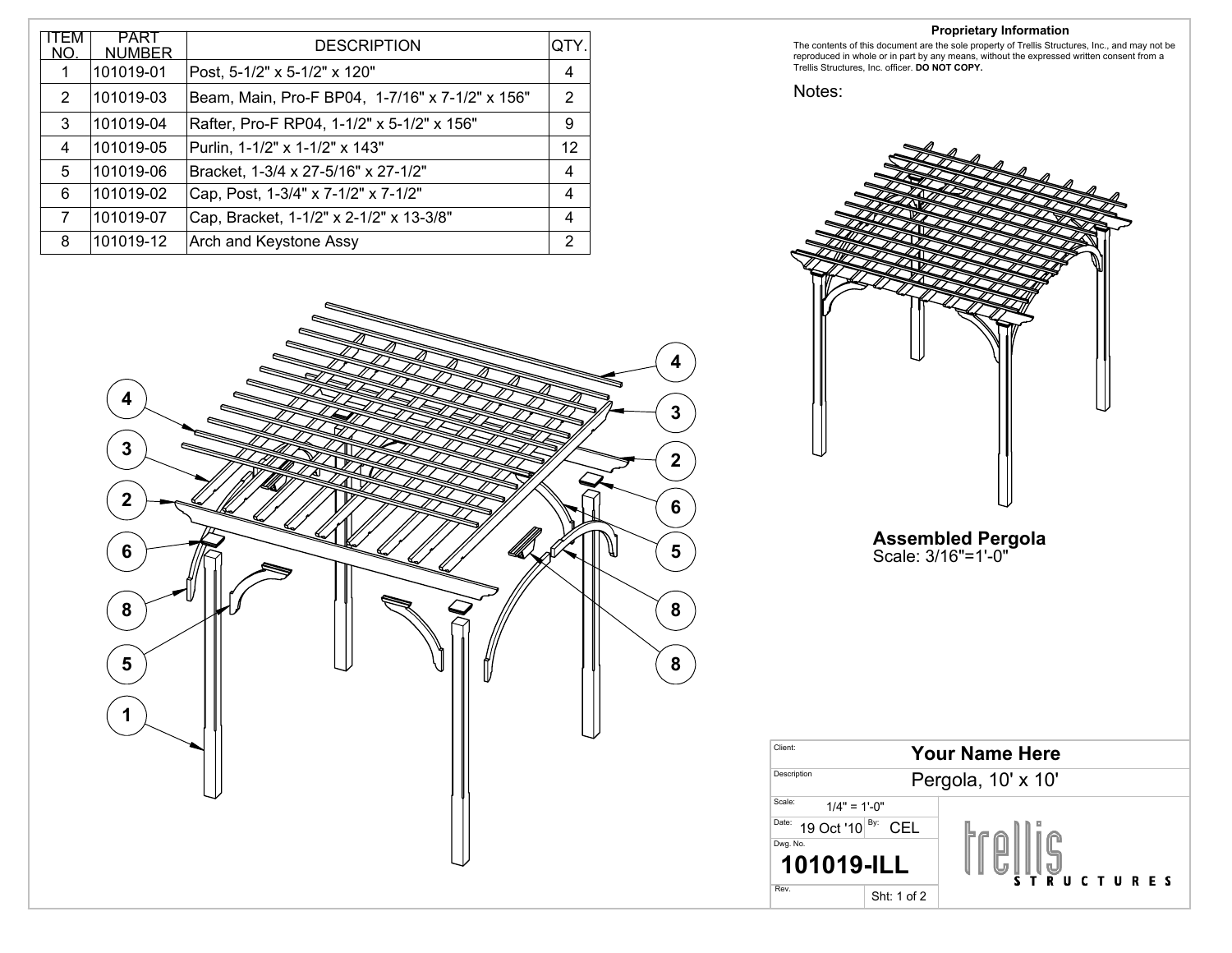| ITEM NO. | PART NUMBER | DESCRIPTION | QTY. |
| --- | --- | --- | --- |
| 1 | 101019-01 | Post, 5-1/2" x 5-1/2" x 120" | 4 |
| 2 | 101019-03 | Beam, Main, Pro-F BP04, 1-7/16" x 7-1/2" x 156" | 2 |
| 3 | 101019-04 | Rafter, Pro-F RP04, 1-1/2" x 5-1/2" x 156" | 9 |
| 4 | 101019-05 | Purlin, 1-1/2" x 1-1/2" x 143" | 12 |
| 5 | 101019-06 | Bracket, 1-3/4 x 27-5/16" x 27-1/2" | 4 |
| 6 | 101019-02 | Cap, Post, 1-3/4" x 7-1/2" x 7-1/2" | 4 |
| 7 | 101019-07 | Cap, Bracket, 1-1/2" x 2-1/2" x 13-3/8" | 4 |
| 8 | 101019-12 | Arch and Keystone Assy | 2 |

**Proprietary Information**

The contents of this document are the sole property of Trellis Structures, Inc., and may not be reproduced in whole or in part by any means, without the expressed written consent from a Trellis Structures, Inc. officer. **DO NOT COPY.**

Notes:

**Assembled Pergola**
Scale: 3/16"=1'-0"

| Client: | Your Name Here |
| --- | --- |
| Description | Pergola, 10' x 10' |
| Scale: | 1/4" = 1'-0" |
| Date: | 19 Oct '10 |
| By: | CEL |
| Dwg. No. | 101019-ILL |
| Rev. | |
| Sht: | 1 of 2 |

trellis STRUCTURES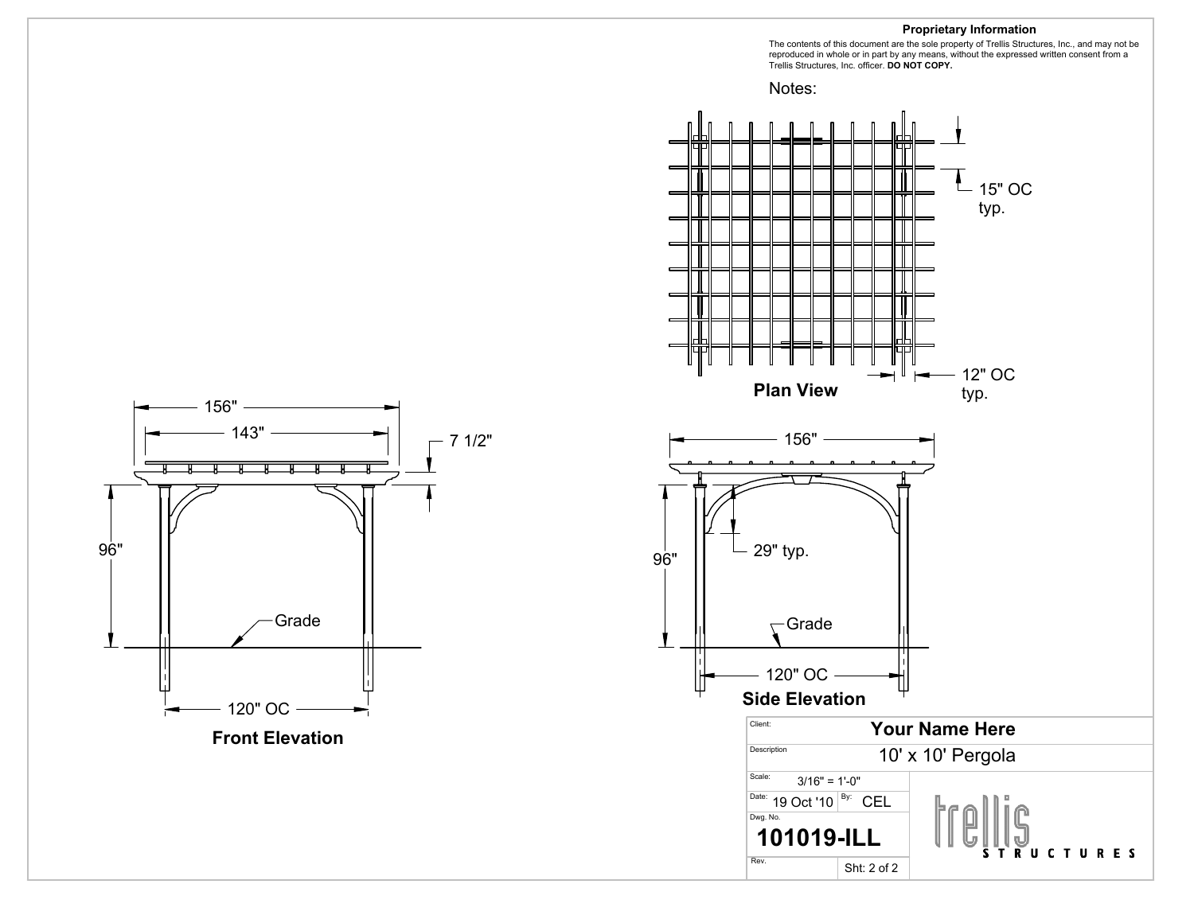**Proprietary Information**

The contents of this document are the sole property of Trellis Structures, Inc., and may not be reproduced in whole or in part by any means, without the expressed written consent from a Trellis Structures, Inc. officer. **DO NOT COPY.**

Notes:

15" OC typ.

12" OC typ.

**Plan View**

156"

143"

7 1/2"

96"

Grade

120" OC

**Front Elevation**

156"

29" typ.

96"

Grade

120" OC

**Side Elevation**

| | |
|---|---|
| Client: | **Your Name Here** |
| Description | 10' x 10' Pergola |
| Scale: 3/16" = 1'-0" | |
| Date: 19 Oct '10 | By: CEL |
| Dwg. No. **101019-ILL** | |
| Rev. | Sht: 2 of 2 |

trellis STRUCTURES